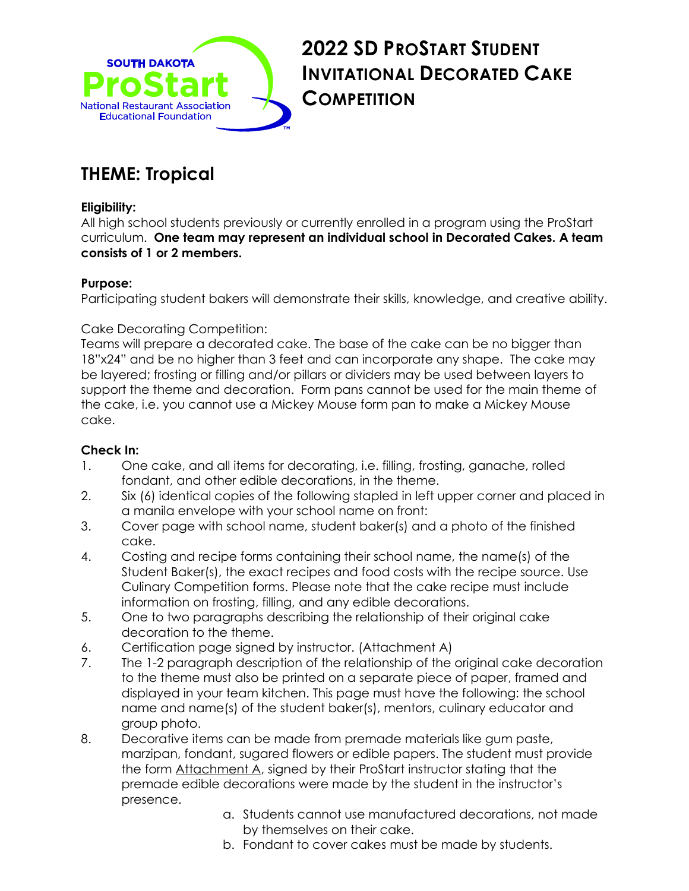# 2022 SD ProStart Student Invitational Decorated Cake Competition

## THEME: Tropical

**Eligibility:**
All high school students previously or currently enrolled in a program using the ProStart curriculum. **One team may represent an individual school in Decorated Cakes. A team consists of 1 or 2 members.**

**Purpose:**
Participating student bakers will demonstrate their skills, knowledge, and creative ability.

Cake Decorating Competition:
Teams will prepare a decorated cake. The base of the cake can be no bigger than 18"x24" and be no higher than 3 feet and can incorporate any shape. The cake may be layered; frosting or filling and/or pillars or dividers may be used between layers to support the theme and decoration. Form pans cannot be used for the main theme of the cake, i.e. you cannot use a Mickey Mouse form pan to make a Mickey Mouse cake.

**Check In:**

1. One cake, and all items for decorating, i.e. filling, frosting, ganache, rolled fondant, and other edible decorations, in the theme.
2. Six (6) identical copies of the following stapled in left upper corner and placed in a manila envelope with your school name on front:
3. Cover page with school name, student baker(s) and a photo of the finished cake.
4. Costing and recipe forms containing their school name, the name(s) of the Student Baker(s), the exact recipes and food costs with the recipe source. Use Culinary Competition forms. Please note that the cake recipe must include information on frosting, filling, and any edible decorations.
5. One to two paragraphs describing the relationship of their original cake decoration to the theme.
6. Certification page signed by instructor. (Attachment A)
7. The 1-2 paragraph description of the relationship of the original cake decoration to the theme must also be printed on a separate piece of paper, framed and displayed in your team kitchen. This page must have the following: the school name and name(s) of the student baker(s), mentors, culinary educator and group photo.
8. Decorative items can be made from premade materials like gum paste, marzipan, fondant, sugared flowers or edible papers. The student must provide the form Attachment A, signed by their ProStart instructor stating that the premade edible decorations were made by the student in the instructor's presence.
    a. Students cannot use manufactured decorations, not made by themselves on their cake.
    b. Fondant to cover cakes must be made by students.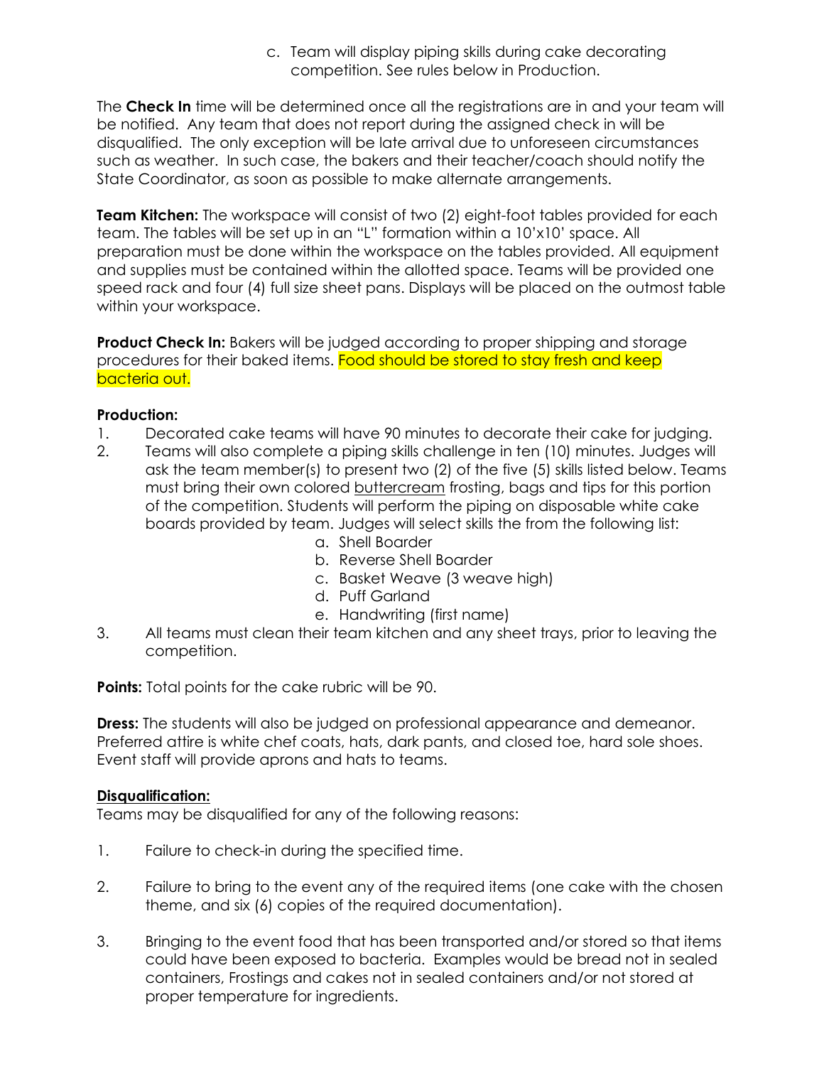c. Team will display piping skills during cake decorating competition. See rules below in Production.

The **Check In** time will be determined once all the registrations are in and your team will be notified. Any team that does not report during the assigned check in will be disqualified. The only exception will be late arrival due to unforeseen circumstances such as weather. In such case, the bakers and their teacher/coach should notify the State Coordinator, as soon as possible to make alternate arrangements.

**Team Kitchen:** The workspace will consist of two (2) eight-foot tables provided for each team. The tables will be set up in an "L" formation within a 10'x10' space. All preparation must be done within the workspace on the tables provided. All equipment and supplies must be contained within the allotted space. Teams will be provided one speed rack and four (4) full size sheet pans. Displays will be placed on the outmost table within your workspace.

**Product Check In:** Bakers will be judged according to proper shipping and storage procedures for their baked items. Food should be stored to stay fresh and keep bacteria out.

**Production:**

1. Decorated cake teams will have 90 minutes to decorate their cake for judging.
2. Teams will also complete a piping skills challenge in ten (10) minutes. Judges will ask the team member(s) to present two (2) of the five (5) skills listed below. Teams must bring their own colored buttercream frosting, bags and tips for this portion of the competition. Students will perform the piping on disposable white cake boards provided by team. Judges will select skills the from the following list:
   a. Shell Boarder
   b. Reverse Shell Boarder
   c. Basket Weave (3 weave high)
   d. Puff Garland
   e. Handwriting (first name)
3. All teams must clean their team kitchen and any sheet trays, prior to leaving the competition.

**Points:** Total points for the cake rubric will be 90.

**Dress:** The students will also be judged on professional appearance and demeanor. Preferred attire is white chef coats, hats, dark pants, and closed toe, hard sole shoes. Event staff will provide aprons and hats to teams.

**Disqualification:**

Teams may be disqualified for any of the following reasons:

1. Failure to check-in during the specified time.

2. Failure to bring to the event any of the required items (one cake with the chosen theme, and six (6) copies of the required documentation).

3. Bringing to the event food that has been transported and/or stored so that items could have been exposed to bacteria. Examples would be bread not in sealed containers, Frostings and cakes not in sealed containers and/or not stored at proper temperature for ingredients.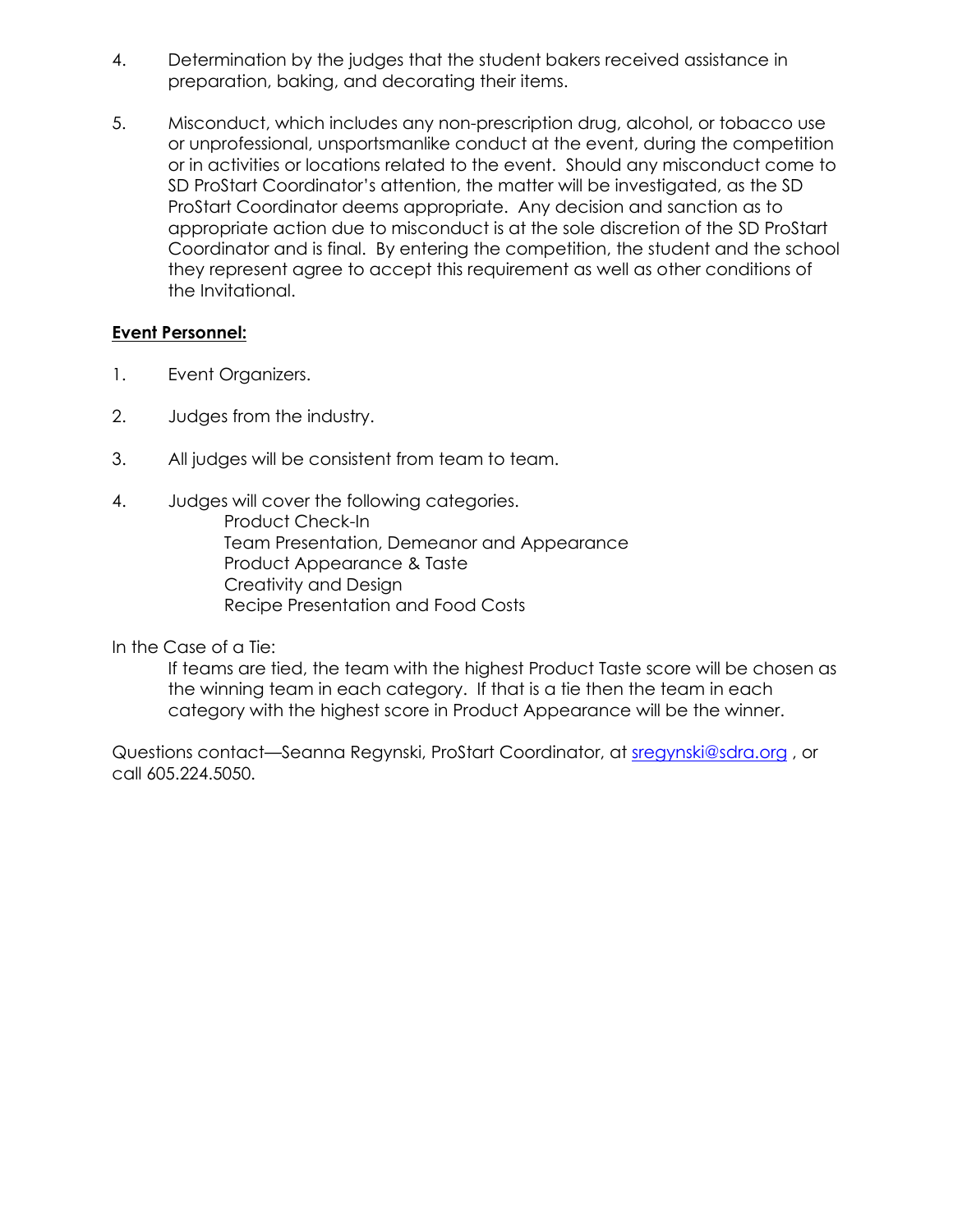4. Determination by the judges that the student bakers received assistance in preparation, baking, and decorating their items.

5. Misconduct, which includes any non-prescription drug, alcohol, or tobacco use or unprofessional, unsportsmanlike conduct at the event, during the competition or in activities or locations related to the event. Should any misconduct come to SD ProStart Coordinator's attention, the matter will be investigated, as the SD ProStart Coordinator deems appropriate. Any decision and sanction as to appropriate action due to misconduct is at the sole discretion of the SD ProStart Coordinator and is final. By entering the competition, the student and the school they represent agree to accept this requirement as well as other conditions of the Invitational.

**<u>Event Personnel:</u>**

1. Event Organizers.

2. Judges from the industry.

3. All judges will be consistent from team to team.

4. Judges will cover the following categories.
   - Product Check-In
   - Team Presentation, Demeanor and Appearance
   - Product Appearance & Taste
   - Creativity and Design
   - Recipe Presentation and Food Costs

In the Case of a Tie:

If teams are tied, the team with the highest Product Taste score will be chosen as the winning team in each category. If that is a tie then the team in each category with the highest score in Product Appearance will be the winner.

Questions contact—Seanna Regynski, ProStart Coordinator, at sregynski@sdra.org , or call 605.224.5050.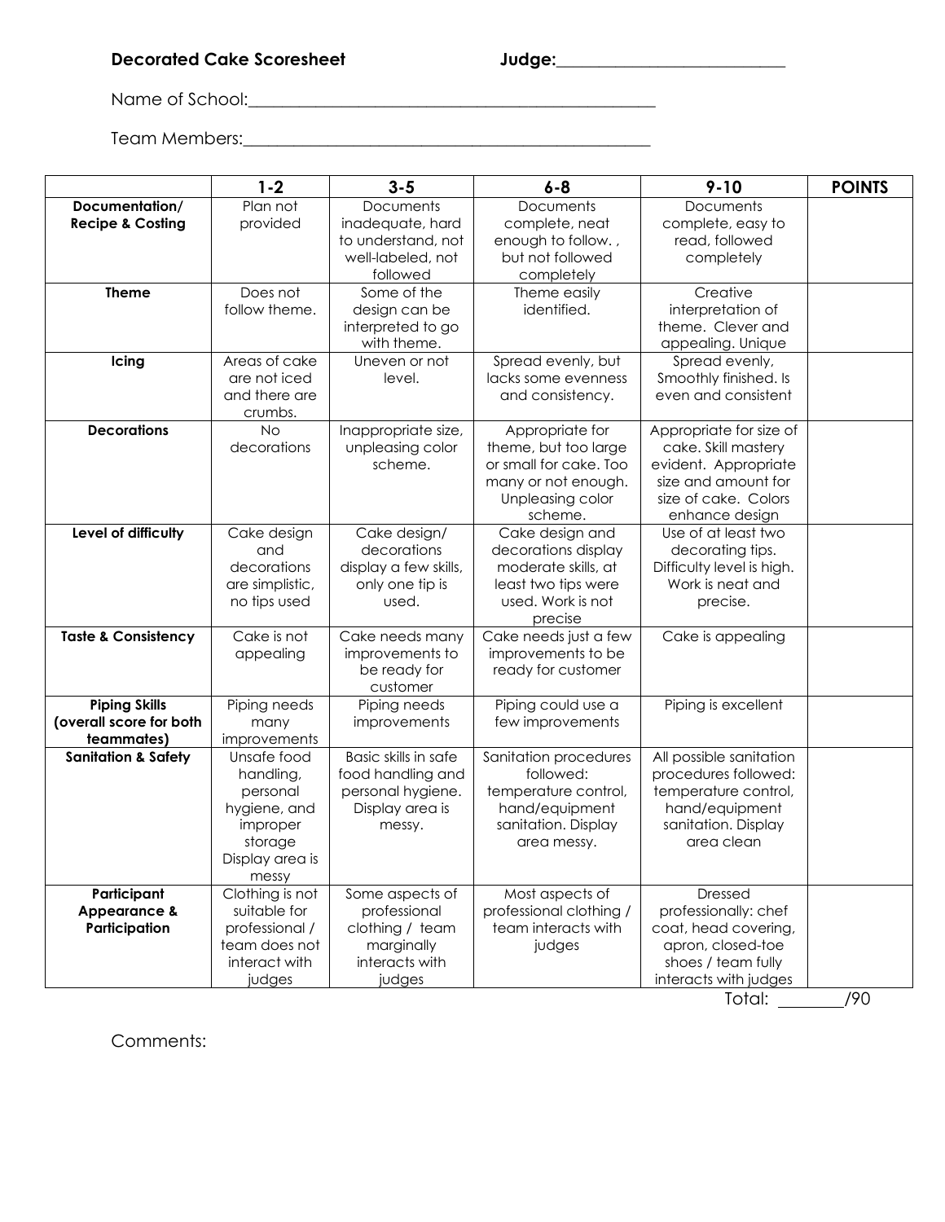**Decorated Cake Scoresheet** **Judge:**___________________________

Name of School:_________________________________________________

Team Members:_________________________________________________

| | 1-2 | 3-5 | 6-8 | 9-10 | POINTS |
|---|---|---|---|---|---|
| **Documentation/ Recipe & Costing** | Plan not provided | Documents inadequate, hard to understand, not well-labeled, not followed | Documents complete, neat enough to follow. , but not followed completely | Documents complete, easy to read, followed completely | |
| **Theme** | Does not follow theme. | Some of the design can be interpreted to go with theme. | Theme easily identified. | Creative interpretation of theme. Clever and appealing. Unique | |
| **Icing** | Areas of cake are not iced and there are crumbs. | Uneven or not level. | Spread evenly, but lacks some evenness and consistency. | Spread evenly, Smoothly finished. Is even and consistent | |
| **Decorations** | No decorations | Inappropriate size, unpleasing color scheme. | Appropriate for theme, but too large or too small for cake. Too many or not enough. Unpleasing color scheme. | Appropriate for size of cake. Skill mastery evident. Appropriate size and amount for size of cake. Colors enhance design | |
| **Level of difficulty** | Cake design and decorations are simplistic, no tips used | Cake design/ decorations display a few skills, only one tip is used. | Cake design and decorations display moderate skills, at least two tips were used. Work is not precise | Use of at least two decorating tips. Difficulty level is high. Work is neat and precise. | |
| **Taste & Consistency** | Cake is not appealing | Cake needs many improvements to be ready for customer | Cake needs just a few improvements to be ready for customer | Cake is appealing | |
| **Piping Skills (overall score for both teammates)** | Piping needs many improvements | Piping needs improvements | Piping could use a few improvements | Piping is excellent | |
| **Sanitation & Safety** | Unsafe food handling, personal hygiene, and improper storage Display area is messy | Basic skills in safe food handling and personal hygiene. Display area is messy. | Sanitation procedures followed: temperature control, hand/equipment sanitation. Display area messy. | All possible sanitation procedures followed: temperature control, hand/equipment sanitation. Display area clean | |
| **Participant Appearance & Participation** | Clothing is not suitable for professional / team does not interact with judges | Some aspects of professional clothing / team marginally interacts with judges | Most aspects of professional clothing / team interacts with judges | Dressed professionally: chef coat, head covering, apron, closed-toe shoes / team fully interacts with judges | |

Total: ________/90

Comments: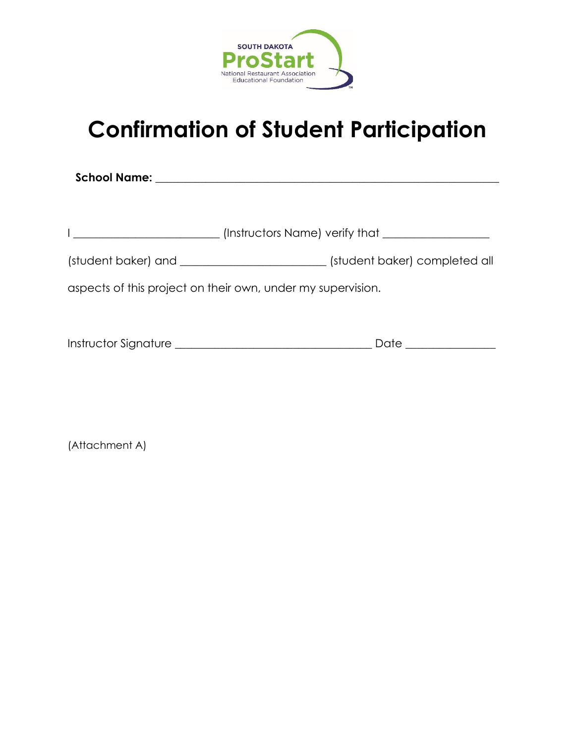# Confirmation of Student Participation

**School Name:** ___________________________________________________________

I _________________________ (Instructors Name) verify that __________________ (student baker) and _________________________ (student baker) completed all aspects of this project on their own, under my supervision.

Instructor Signature __________________________________ Date _______________

(Attachment A)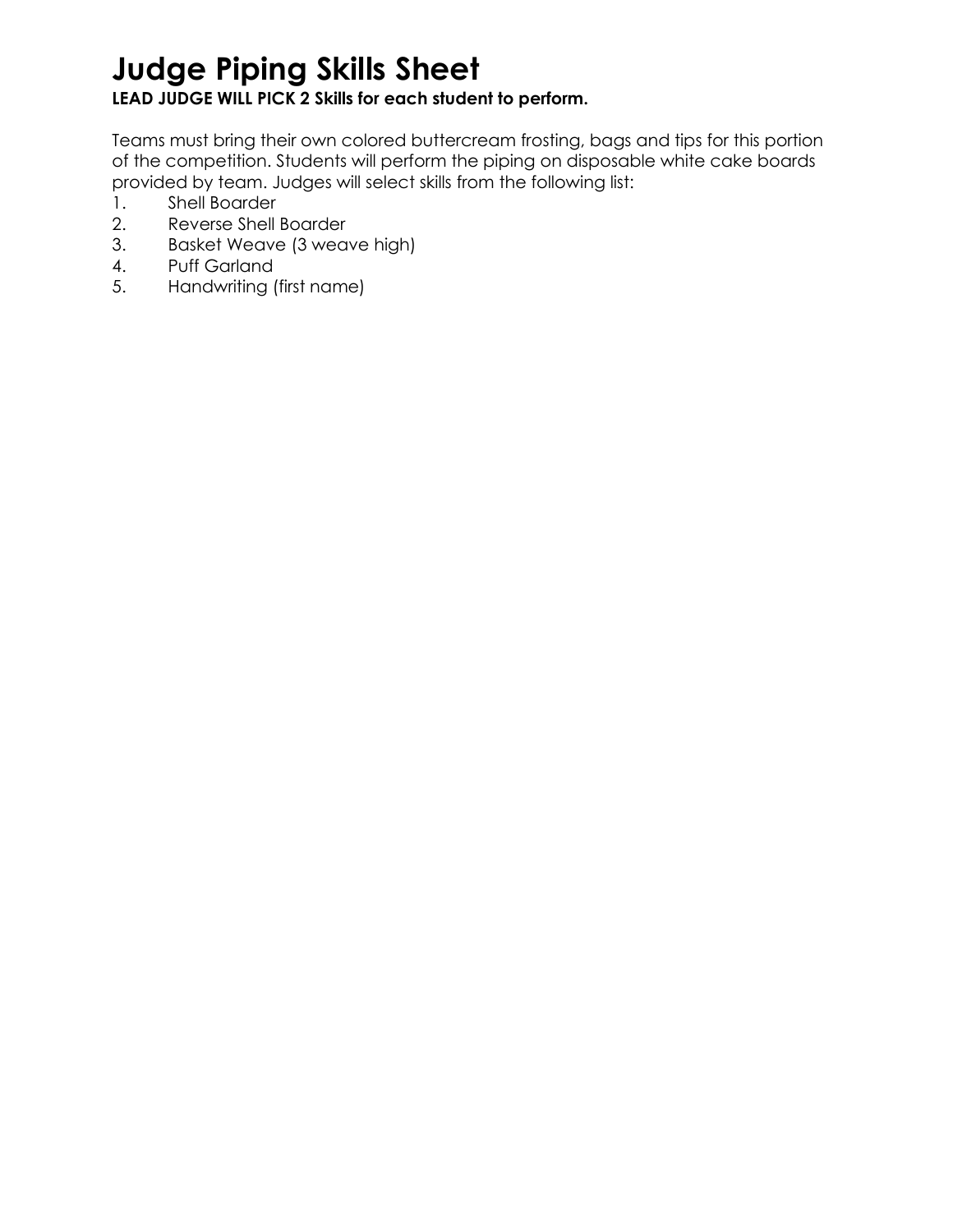# Judge Piping Skills Sheet

**LEAD JUDGE WILL PICK 2 Skills for each student to perform.**

Teams must bring their own colored buttercream frosting, bags and tips for this portion of the competition. Students will perform the piping on disposable white cake boards provided by team. Judges will select skills from the following list:

1. Shell Boarder
2. Reverse Shell Boarder
3. Basket Weave (3 weave high)
4. Puff Garland
5. Handwriting (first name)